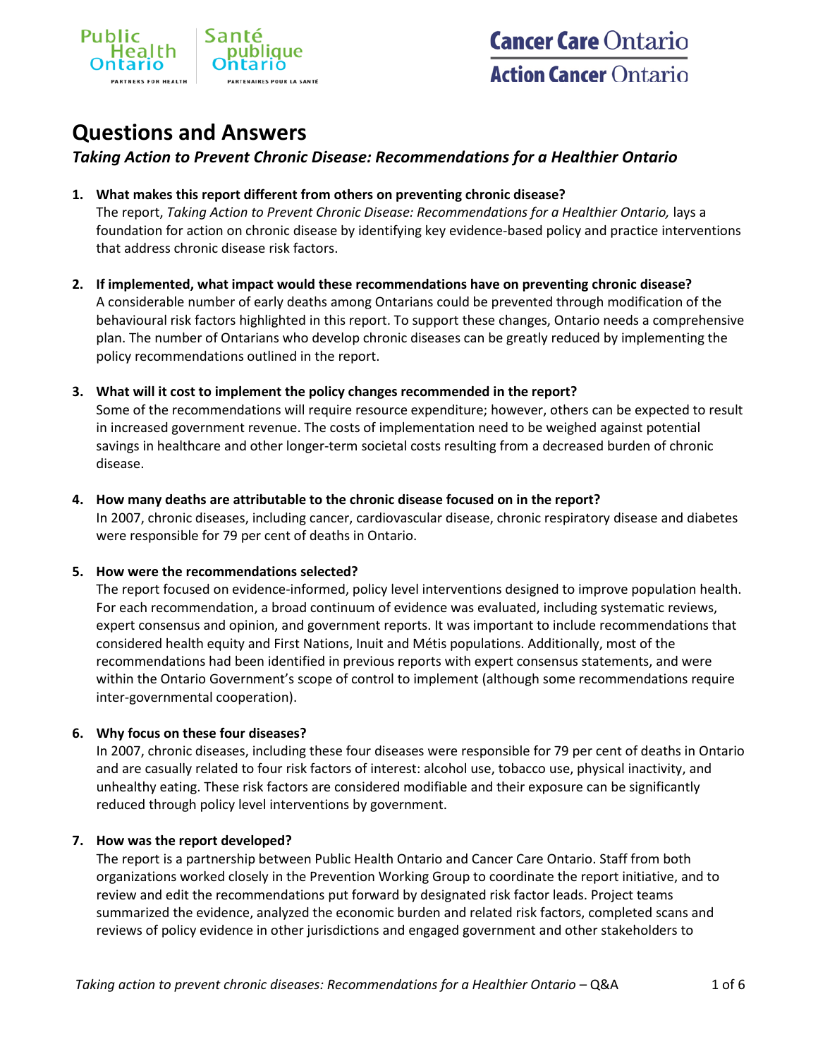# Questions and Answers

## *Taking Action to Prevent Chronic Disease: Recommendations for a Healthier Ontario*

1. **What makes this report different from others on preventing chronic disease?**
   The report, *Taking Action to Prevent Chronic Disease: Recommendations for a Healthier Ontario,* lays a foundation for action on chronic disease by identifying key evidence-based policy and practice interventions that address chronic disease risk factors.

2. **If implemented, what impact would these recommendations have on preventing chronic disease?**
   A considerable number of early deaths among Ontarians could be prevented through modification of the behavioural risk factors highlighted in this report. To support these changes, Ontario needs a comprehensive plan. The number of Ontarians who develop chronic diseases can be greatly reduced by implementing the policy recommendations outlined in the report.

3. **What will it cost to implement the policy changes recommended in the report?**
   Some of the recommendations will require resource expenditure; however, others can be expected to result in increased government revenue. The costs of implementation need to be weighed against potential savings in healthcare and other longer-term societal costs resulting from a decreased burden of chronic disease.

4. **How many deaths are attributable to the chronic disease focused on in the report?**
   In 2007, chronic diseases, including cancer, cardiovascular disease, chronic respiratory disease and diabetes were responsible for 79 per cent of deaths in Ontario.

5. **How were the recommendations selected?**
   The report focused on evidence-informed, policy level interventions designed to improve population health. For each recommendation, a broad continuum of evidence was evaluated, including systematic reviews, expert consensus and opinion, and government reports. It was important to include recommendations that considered health equity and First Nations, Inuit and Métis populations. Additionally, most of the recommendations had been identified in previous reports with expert consensus statements, and were within the Ontario Government's scope of control to implement (although some recommendations require inter-governmental cooperation).

6. **Why focus on these four diseases?**
   In 2007, chronic diseases, including these four diseases were responsible for 79 per cent of deaths in Ontario and are casually related to four risk factors of interest: alcohol use, tobacco use, physical inactivity, and unhealthy eating. These risk factors are considered modifiable and their exposure can be significantly reduced through policy level interventions by government.

7. **How was the report developed?**
   The report is a partnership between Public Health Ontario and Cancer Care Ontario. Staff from both organizations worked closely in the Prevention Working Group to coordinate the report initiative, and to review and edit the recommendations put forward by designated risk factor leads. Project teams summarized the evidence, analyzed the economic burden and related risk factors, completed scans and reviews of policy evidence in other jurisdictions and engaged government and other stakeholders to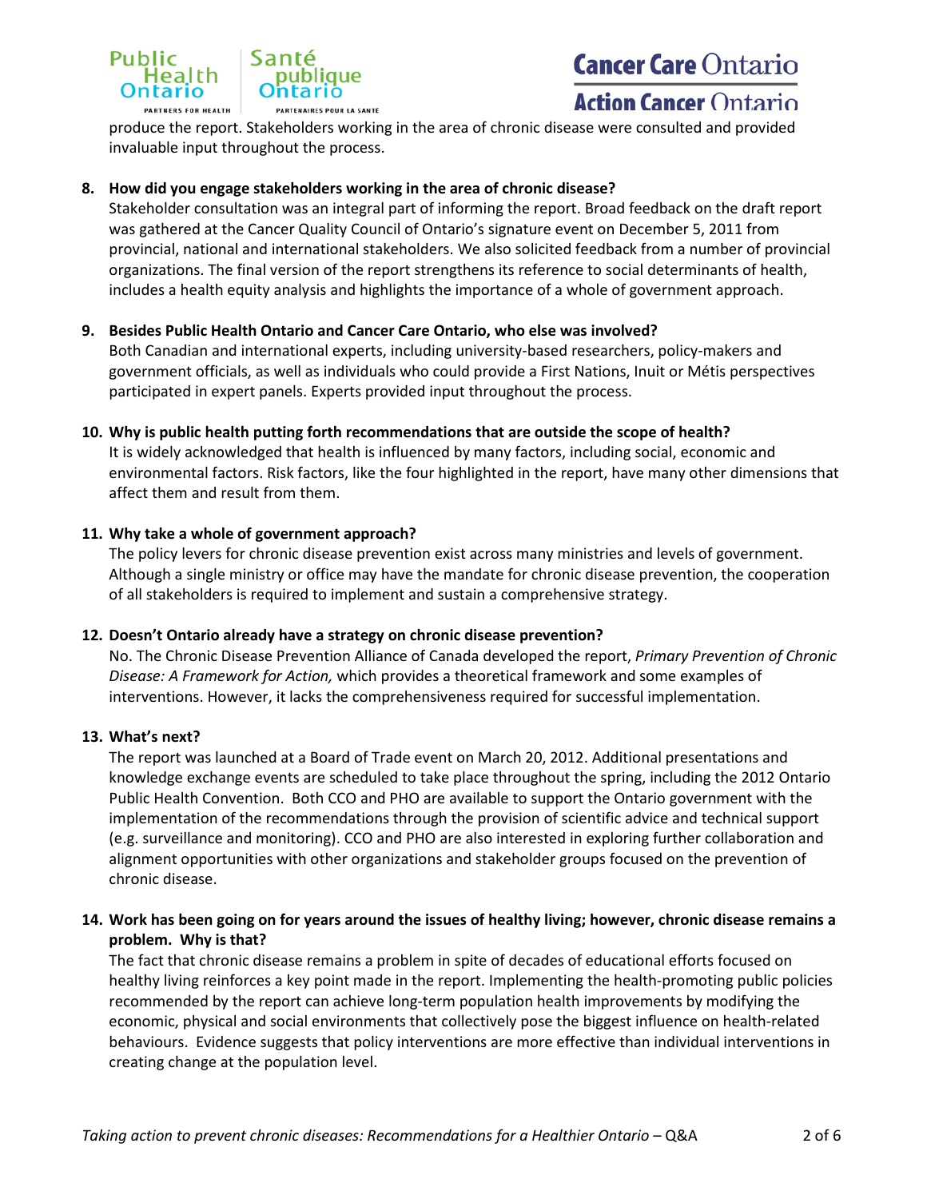produce the report. Stakeholders working in the area of chronic disease were consulted and provided invaluable input throughout the process.

8. **How did you engage stakeholders working in the area of chronic disease?**
   Stakeholder consultation was an integral part of informing the report. Broad feedback on the draft report was gathered at the Cancer Quality Council of Ontario's signature event on December 5, 2011 from provincial, national and international stakeholders. We also solicited feedback from a number of provincial organizations. The final version of the report strengthens its reference to social determinants of health, includes a health equity analysis and highlights the importance of a whole of government approach.

9. **Besides Public Health Ontario and Cancer Care Ontario, who else was involved?**
   Both Canadian and international experts, including university-based researchers, policy-makers and government officials, as well as individuals who could provide a First Nations, Inuit or Métis perspectives participated in expert panels. Experts provided input throughout the process.

10. **Why is public health putting forth recommendations that are outside the scope of health?**
    It is widely acknowledged that health is influenced by many factors, including social, economic and environmental factors. Risk factors, like the four highlighted in the report, have many other dimensions that affect them and result from them.

11. **Why take a whole of government approach?**
    The policy levers for chronic disease prevention exist across many ministries and levels of government. Although a single ministry or office may have the mandate for chronic disease prevention, the cooperation of all stakeholders is required to implement and sustain a comprehensive strategy.

12. **Doesn't Ontario already have a strategy on chronic disease prevention?**
    No. The Chronic Disease Prevention Alliance of Canada developed the report, *Primary Prevention of Chronic Disease: A Framework for Action,* which provides a theoretical framework and some examples of interventions. However, it lacks the comprehensiveness required for successful implementation.

13. **What's next?**
    The report was launched at a Board of Trade event on March 20, 2012. Additional presentations and knowledge exchange events are scheduled to take place throughout the spring, including the 2012 Ontario Public Health Convention. Both CCO and PHO are available to support the Ontario government with the implementation of the recommendations through the provision of scientific advice and technical support (e.g. surveillance and monitoring). CCO and PHO are also interested in exploring further collaboration and alignment opportunities with other organizations and stakeholder groups focused on the prevention of chronic disease.

14. **Work has been going on for years around the issues of healthy living; however, chronic disease remains a problem. Why is that?**
    The fact that chronic disease remains a problem in spite of decades of educational efforts focused on healthy living reinforces a key point made in the report. Implementing the health-promoting public policies recommended by the report can achieve long-term population health improvements by modifying the economic, physical and social environments that collectively pose the biggest influence on health-related behaviours. Evidence suggests that policy interventions are more effective than individual interventions in creating change at the population level.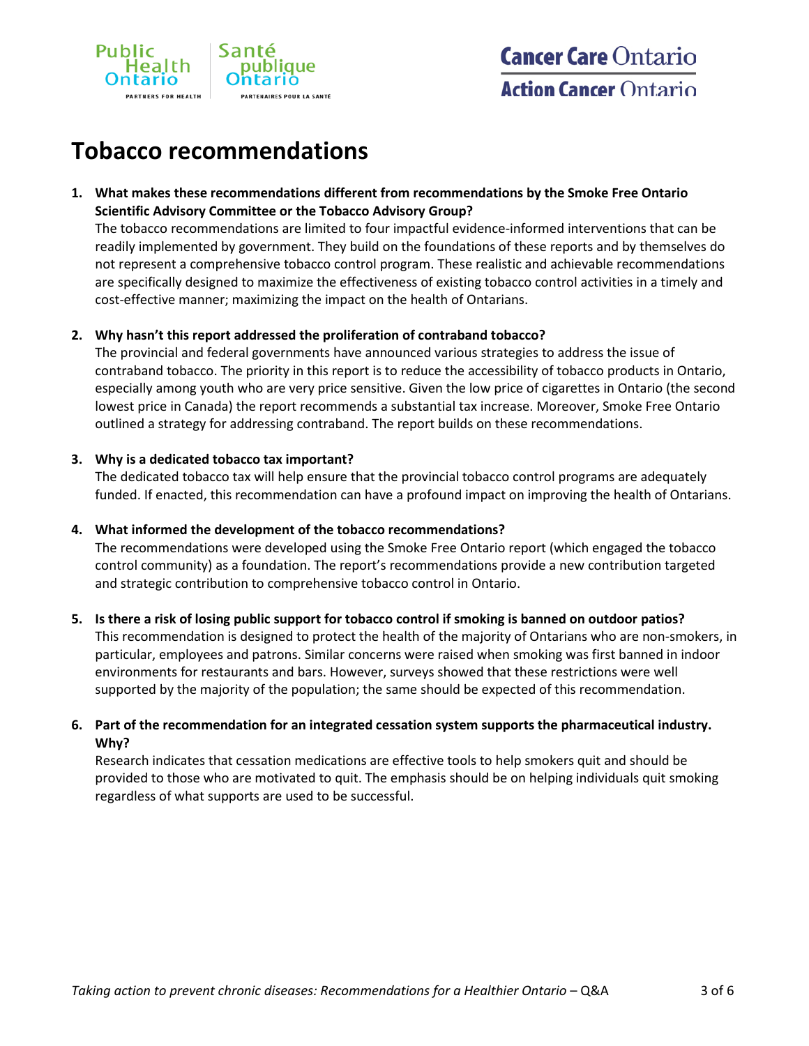# Tobacco recommendations

1. **What makes these recommendations different from recommendations by the Smoke Free Ontario Scientific Advisory Committee or the Tobacco Advisory Group?**
   The tobacco recommendations are limited to four impactful evidence-informed interventions that can be readily implemented by government. They build on the foundations of these reports and by themselves do not represent a comprehensive tobacco control program. These realistic and achievable recommendations are specifically designed to maximize the effectiveness of existing tobacco control activities in a timely and cost-effective manner; maximizing the impact on the health of Ontarians.

2. **Why hasn't this report addressed the proliferation of contraband tobacco?**
   The provincial and federal governments have announced various strategies to address the issue of contraband tobacco. The priority in this report is to reduce the accessibility of tobacco products in Ontario, especially among youth who are very price sensitive. Given the low price of cigarettes in Ontario (the second lowest price in Canada) the report recommends a substantial tax increase. Moreover, Smoke Free Ontario outlined a strategy for addressing contraband. The report builds on these recommendations.

3. **Why is a dedicated tobacco tax important?**
   The dedicated tobacco tax will help ensure that the provincial tobacco control programs are adequately funded. If enacted, this recommendation can have a profound impact on improving the health of Ontarians.

4. **What informed the development of the tobacco recommendations?**
   The recommendations were developed using the Smoke Free Ontario report (which engaged the tobacco control community) as a foundation. The report's recommendations provide a new contribution targeted and strategic contribution to comprehensive tobacco control in Ontario.

5. **Is there a risk of losing public support for tobacco control if smoking is banned on outdoor patios?**
   This recommendation is designed to protect the health of the majority of Ontarians who are non-smokers, in particular, employees and patrons. Similar concerns were raised when smoking was first banned in indoor environments for restaurants and bars. However, surveys showed that these restrictions were well supported by the majority of the population; the same should be expected of this recommendation.

6. **Part of the recommendation for an integrated cessation system supports the pharmaceutical industry. Why?**
   Research indicates that cessation medications are effective tools to help smokers quit and should be provided to those who are motivated to quit. The emphasis should be on helping individuals quit smoking regardless of what supports are used to be successful.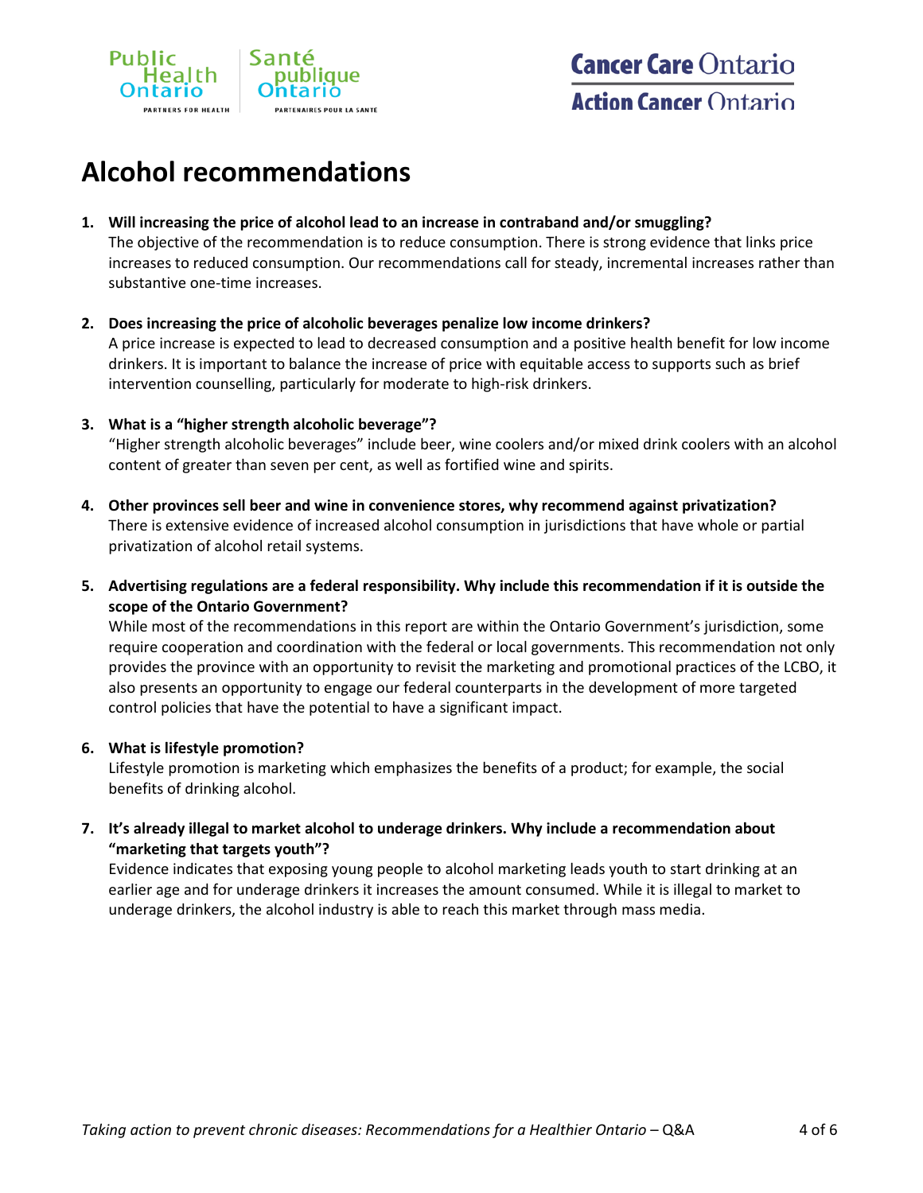# Alcohol recommendations

1. **Will increasing the price of alcohol lead to an increase in contraband and/or smuggling?**
   The objective of the recommendation is to reduce consumption. There is strong evidence that links price increases to reduced consumption. Our recommendations call for steady, incremental increases rather than substantive one-time increases.

2. **Does increasing the price of alcoholic beverages penalize low income drinkers?**
   A price increase is expected to lead to decreased consumption and a positive health benefit for low income drinkers. It is important to balance the increase of price with equitable access to supports such as brief intervention counselling, particularly for moderate to high-risk drinkers.

3. **What is a "higher strength alcoholic beverage"?**
   "Higher strength alcoholic beverages" include beer, wine coolers and/or mixed drink coolers with an alcohol content of greater than seven per cent, as well as fortified wine and spirits.

4. **Other provinces sell beer and wine in convenience stores, why recommend against privatization?**
   There is extensive evidence of increased alcohol consumption in jurisdictions that have whole or partial privatization of alcohol retail systems.

5. **Advertising regulations are a federal responsibility. Why include this recommendation if it is outside the scope of the Ontario Government?**
   While most of the recommendations in this report are within the Ontario Government's jurisdiction, some require cooperation and coordination with the federal or local governments. This recommendation not only provides the province with an opportunity to revisit the marketing and promotional practices of the LCBO, it also presents an opportunity to engage our federal counterparts in the development of more targeted control policies that have the potential to have a significant impact.

6. **What is lifestyle promotion?**
   Lifestyle promotion is marketing which emphasizes the benefits of a product; for example, the social benefits of drinking alcohol.

7. **It's already illegal to market alcohol to underage drinkers. Why include a recommendation about "marketing that targets youth"?**
   Evidence indicates that exposing young people to alcohol marketing leads youth to start drinking at an earlier age and for underage drinkers it increases the amount consumed. While it is illegal to market to underage drinkers, the alcohol industry is able to reach this market through mass media.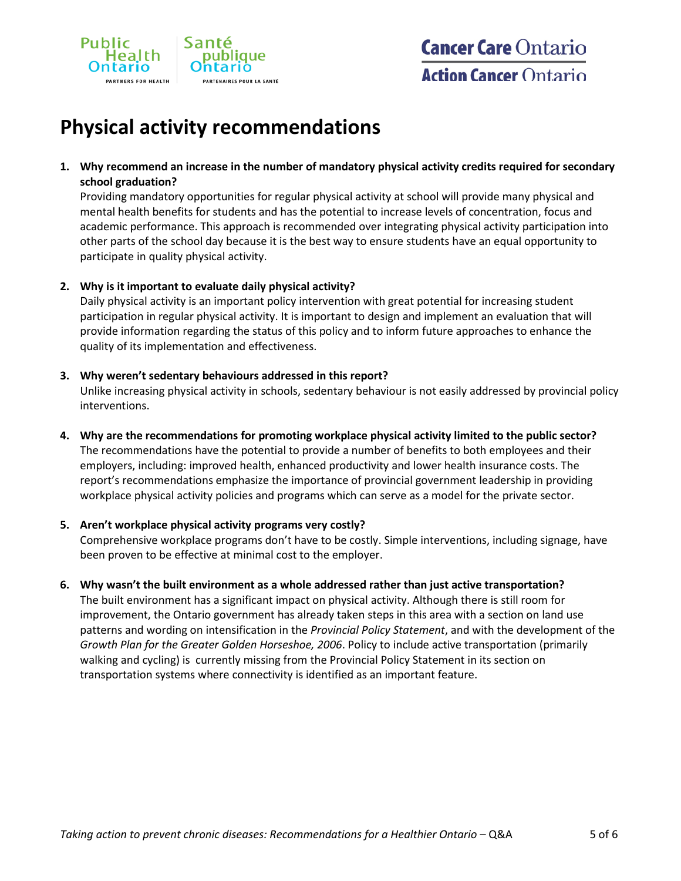# Physical activity recommendations

1. **Why recommend an increase in the number of mandatory physical activity credits required for secondary school graduation?**
   Providing mandatory opportunities for regular physical activity at school will provide many physical and mental health benefits for students and has the potential to increase levels of concentration, focus and academic performance. This approach is recommended over integrating physical activity participation into other parts of the school day because it is the best way to ensure students have an equal opportunity to participate in quality physical activity.

2. **Why is it important to evaluate daily physical activity?**
   Daily physical activity is an important policy intervention with great potential for increasing student participation in regular physical activity. It is important to design and implement an evaluation that will provide information regarding the status of this policy and to inform future approaches to enhance the quality of its implementation and effectiveness.

3. **Why weren't sedentary behaviours addressed in this report?**
   Unlike increasing physical activity in schools, sedentary behaviour is not easily addressed by provincial policy interventions.

4. **Why are the recommendations for promoting workplace physical activity limited to the public sector?**
   The recommendations have the potential to provide a number of benefits to both employees and their employers, including: improved health, enhanced productivity and lower health insurance costs. The report's recommendations emphasize the importance of provincial government leadership in providing workplace physical activity policies and programs which can serve as a model for the private sector.

5. **Aren't workplace physical activity programs very costly?**
   Comprehensive workplace programs don't have to be costly. Simple interventions, including signage, have been proven to be effective at minimal cost to the employer.

6. **Why wasn't the built environment as a whole addressed rather than just active transportation?**
   The built environment has a significant impact on physical activity. Although there is still room for improvement, the Ontario government has already taken steps in this area with a section on land use patterns and wording on intensification in the *Provincial Policy Statement*, and with the development of the *Growth Plan for the Greater Golden Horseshoe, 2006*. Policy to include active transportation (primarily walking and cycling) is currently missing from the Provincial Policy Statement in its section on transportation systems where connectivity is identified as an important feature.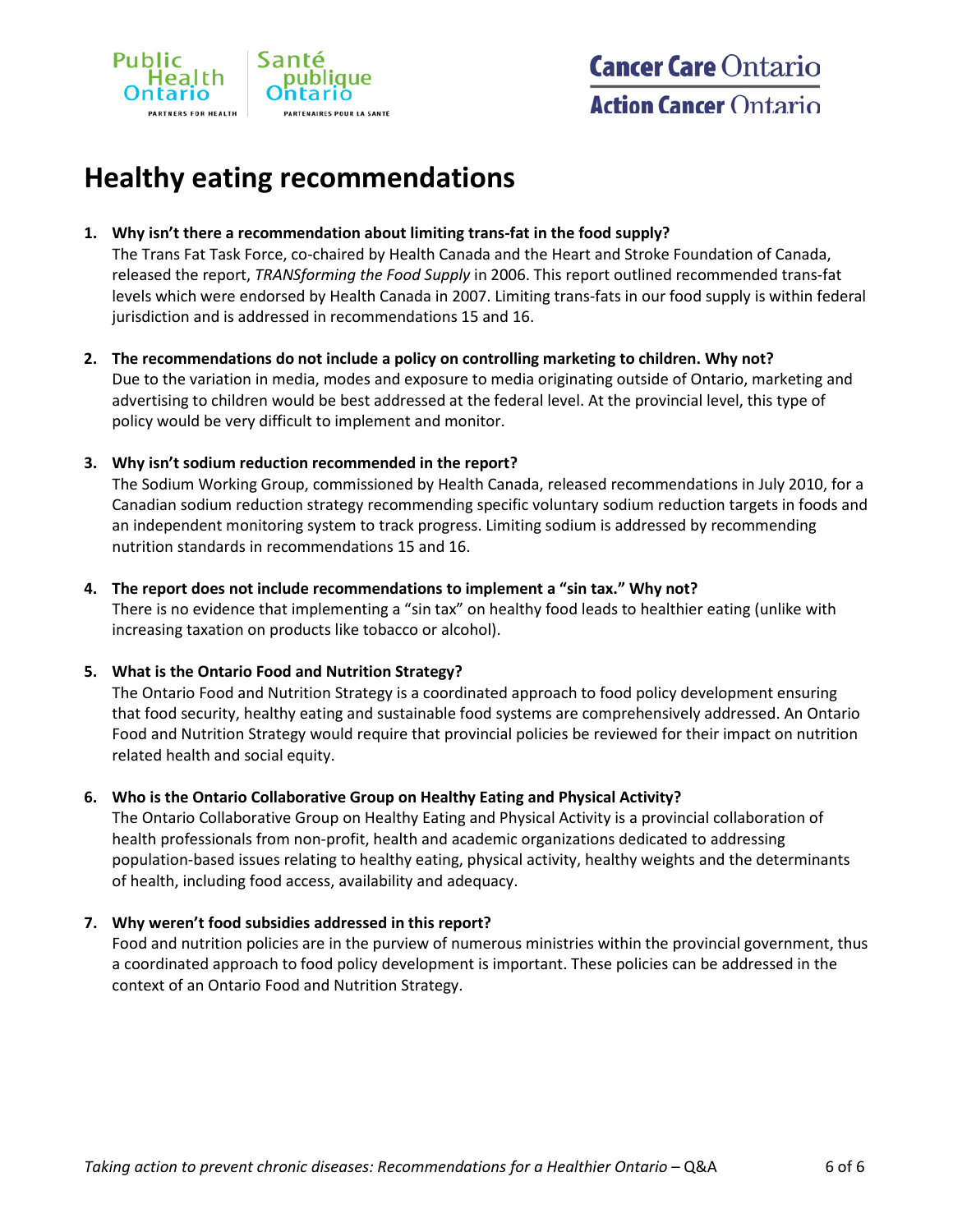# Healthy eating recommendations

1. **Why isn't there a recommendation about limiting trans-fat in the food supply?**
   The Trans Fat Task Force, co-chaired by Health Canada and the Heart and Stroke Foundation of Canada, released the report, *TRANSforming the Food Supply* in 2006. This report outlined recommended trans-fat levels which were endorsed by Health Canada in 2007. Limiting trans-fats in our food supply is within federal jurisdiction and is addressed in recommendations 15 and 16.

2. **The recommendations do not include a policy on controlling marketing to children. Why not?**
   Due to the variation in media, modes and exposure to media originating outside of Ontario, marketing and advertising to children would be best addressed at the federal level. At the provincial level, this type of policy would be very difficult to implement and monitor.

3. **Why isn't sodium reduction recommended in the report?**
   The Sodium Working Group, commissioned by Health Canada, released recommendations in July 2010, for a Canadian sodium reduction strategy recommending specific voluntary sodium reduction targets in foods and an independent monitoring system to track progress. Limiting sodium is addressed by recommending nutrition standards in recommendations 15 and 16.

4. **The report does not include recommendations to implement a "sin tax." Why not?**
   There is no evidence that implementing a "sin tax" on healthy food leads to healthier eating (unlike with increasing taxation on products like tobacco or alcohol).

5. **What is the Ontario Food and Nutrition Strategy?**
   The Ontario Food and Nutrition Strategy is a coordinated approach to food policy development ensuring that food security, healthy eating and sustainable food systems are comprehensively addressed. An Ontario Food and Nutrition Strategy would require that provincial policies be reviewed for their impact on nutrition related health and social equity.

6. **Who is the Ontario Collaborative Group on Healthy Eating and Physical Activity?**
   The Ontario Collaborative Group on Healthy Eating and Physical Activity is a provincial collaboration of health professionals from non-profit, health and academic organizations dedicated to addressing population-based issues relating to healthy eating, physical activity, healthy weights and the determinants of health, including food access, availability and adequacy.

7. **Why weren't food subsidies addressed in this report?**
   Food and nutrition policies are in the purview of numerous ministries within the provincial government, thus a coordinated approach to food policy development is important. These policies can be addressed in the context of an Ontario Food and Nutrition Strategy.